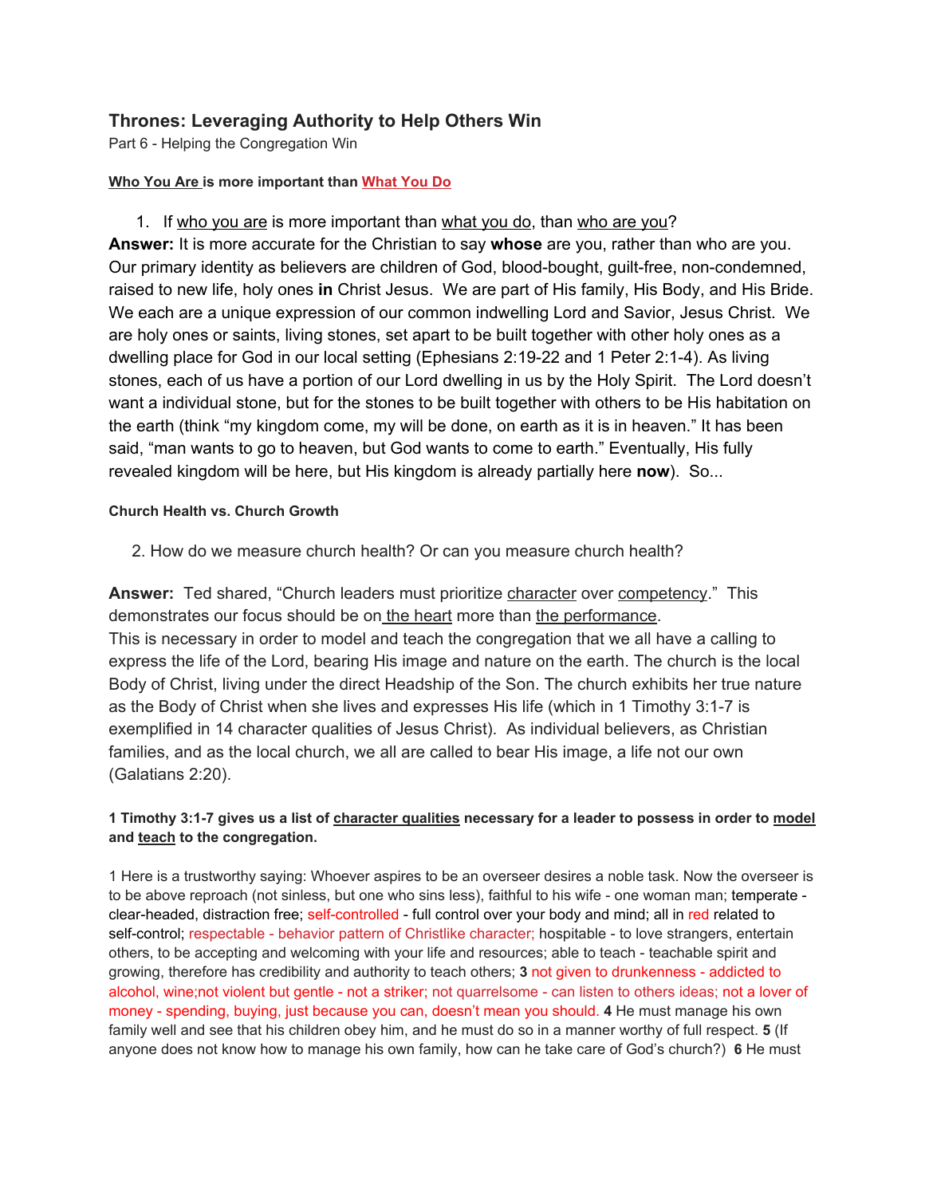## Thrones: Leveraging Authority to Help Others Win

Part 6 - Helping the Congregation Win

**Who You Are is more important than What You Do**

1. If who you are is more important than what you do, than who are you?

**Answer:** It is more accurate for the Christian to say **whose** are you, rather than who are you. Our primary identity as believers are children of God, blood-bought, guilt-free, non-condemned, raised to new life, holy ones **in** Christ Jesus. We are part of His family, His Body, and His Bride. We each are a unique expression of our common indwelling Lord and Savior, Jesus Christ. We are holy ones or saints, living stones, set apart to be built together with other holy ones as a dwelling place for God in our local setting (Ephesians 2:19-22 and 1 Peter 2:1-4). As living stones, each of us have a portion of our Lord dwelling in us by the Holy Spirit. The Lord doesn't want a individual stone, but for the stones to be built together with others to be His habitation on the earth (think "my kingdom come, my will be done, on earth as it is in heaven." It has been said, "man wants to go to heaven, but God wants to come to earth." Eventually, His fully revealed kingdom will be here, but His kingdom is already partially here **now**). So...

**Church Health vs. Church Growth**

2. How do we measure church health? Or can you measure church health?

**Answer:** Ted shared, "Church leaders must prioritize character over competency." This demonstrates our focus should be on the heart more than the performance.
This is necessary in order to model and teach the congregation that we all have a calling to express the life of the Lord, bearing His image and nature on the earth. The church is the local Body of Christ, living under the direct Headship of the Son. The church exhibits her true nature as the Body of Christ when she lives and expresses His life (which in 1 Timothy 3:1-7 is exemplified in 14 character qualities of Jesus Christ). As individual believers, as Christian families, and as the local church, we all are called to bear His image, a life not our own (Galatians 2:20).

**1 Timothy 3:1-7 gives us a list of character qualities necessary for a leader to possess in order to model and teach to the congregation.**

1 Here is a trustworthy saying: Whoever aspires to be an overseer desires a noble task. Now the overseer is to be above reproach (not sinless, but one who sins less), faithful to his wife - one woman man; temperate - clear-headed, distraction free; self-controlled - full control over your body and mind; all in red related to self-control; respectable - behavior pattern of Christlike character; hospitable - to love strangers, entertain others, to be accepting and welcoming with your life and resources; able to teach - teachable spirit and growing, therefore has credibility and authority to teach others; **3** not given to drunkenness - addicted to alcohol, wine;not violent but gentle - not a striker; not quarrelsome - can listen to others ideas; not a lover of money - spending, buying, just because you can, doesn't mean you should. **4** He must manage his own family well and see that his children obey him, and he must do so in a manner worthy of full respect. **5** (If anyone does not know how to manage his own family, how can he take care of God's church?) **6** He must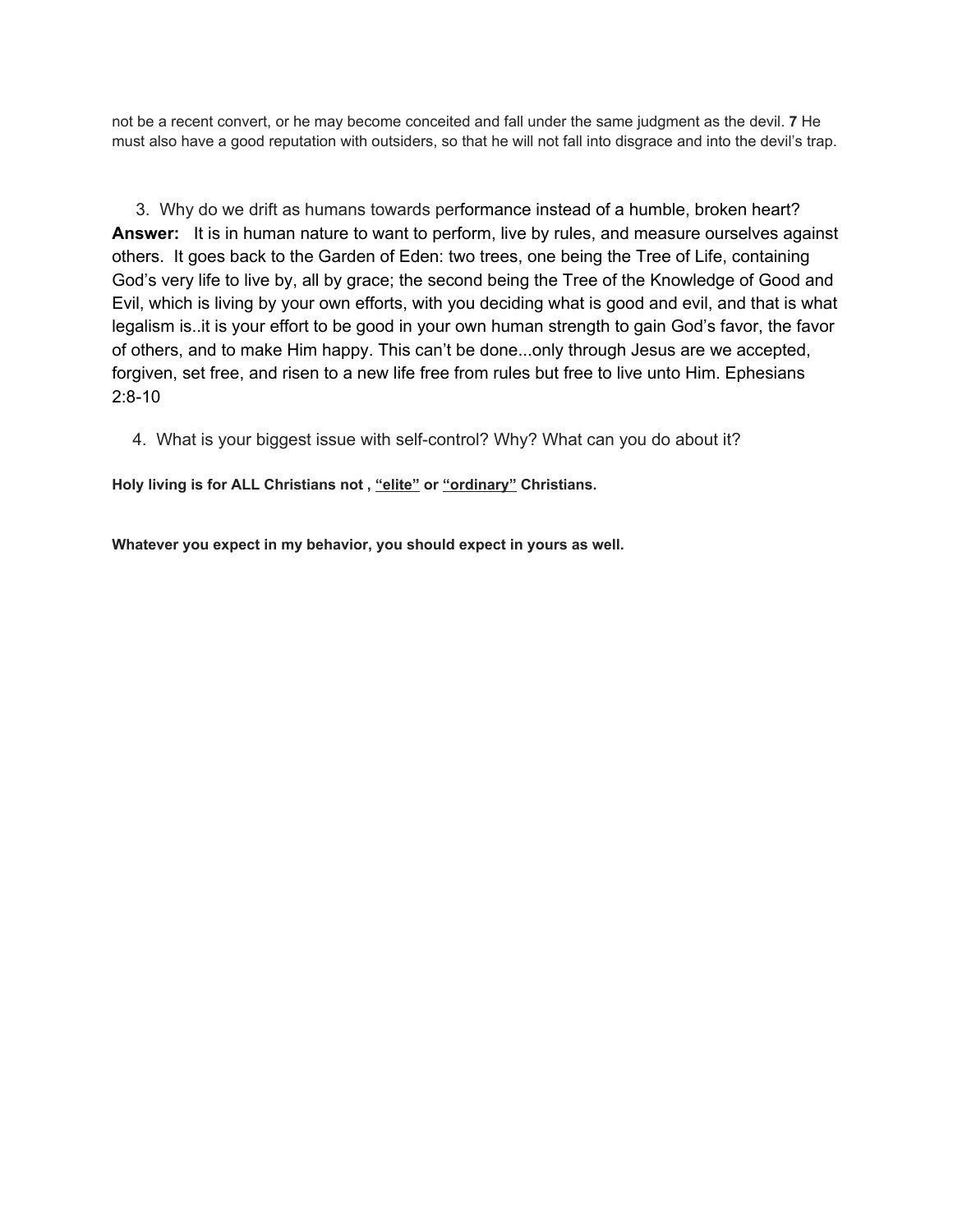not be a recent convert, or he may become conceited and fall under the same judgment as the devil. **7** He must also have a good reputation with outsiders, so that he will not fall into disgrace and into the devil's trap.

3. Why do we drift as humans towards performance instead of a humble, broken heart?

**Answer:** It is in human nature to want to perform, live by rules, and measure ourselves against others. It goes back to the Garden of Eden: two trees, one being the Tree of Life, containing God's very life to live by, all by grace; the second being the Tree of the Knowledge of Good and Evil, which is living by your own efforts, with you deciding what is good and evil, and that is what legalism is..it is your effort to be good in your own human strength to gain God's favor, the favor of others, and to make Him happy. This can't be done...only through Jesus are we accepted, forgiven, set free, and risen to a new life free from rules but free to live unto Him. Ephesians 2:8-10

4. What is your biggest issue with self-control? Why? What can you do about it?

**Holy living is for ALL Christians not , <u>"elite"</u> or <u>"ordinary"</u> Christians.**

**Whatever you expect in my behavior, you should expect in yours as well.**